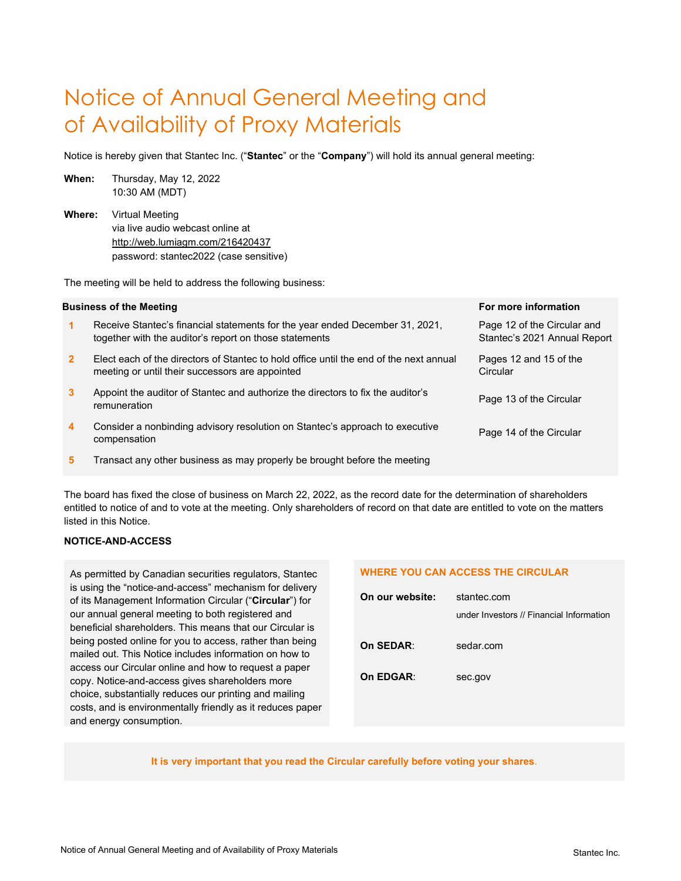# Notice of Annual General Meeting and of Availability of Proxy Materials

Notice is hereby given that Stantec Inc. ("**Stantec**" or the "**Company**") will hold its annual general meeting:

**When:** Thursday, May 12, 2022
10:30 AM (MDT)

**Where:** Virtual Meeting
via live audio webcast online at
http://web.lumiagm.com/216420437
password: stantec2022 (case sensitive)

The meeting will be held to address the following business:

| | Business of the Meeting | For more information |
|---|---|---|
| 1 | Receive Stantec's financial statements for the year ended December 31, 2021, together with the auditor's report on those statements | Page 12 of the Circular and Stantec's 2021 Annual Report |
| 2 | Elect each of the directors of Stantec to hold office until the end of the next annual meeting or until their successors are appointed | Pages 12 and 15 of the Circular |
| 3 | Appoint the auditor of Stantec and authorize the directors to fix the auditor's remuneration | Page 13 of the Circular |
| 4 | Consider a nonbinding advisory resolution on Stantec's approach to executive compensation | Page 14 of the Circular |
| 5 | Transact any other business as may properly be brought before the meeting | |

The board has fixed the close of business on March 22, 2022, as the record date for the determination of shareholders entitled to notice of and to vote at the meeting. Only shareholders of record on that date are entitled to vote on the matters listed in this Notice.

**NOTICE-AND-ACCESS**

As permitted by Canadian securities regulators, Stantec is using the "notice-and-access" mechanism for delivery of its Management Information Circular ("**Circular**") for our annual general meeting to both registered and beneficial shareholders. This means that our Circular is being posted online for you to access, rather than being mailed out. This Notice includes information on how to access our Circular online and how to request a paper copy. Notice-and-access gives shareholders more choice, substantially reduces our printing and mailing costs, and is environmentally friendly as it reduces paper and energy consumption.

**WHERE YOU CAN ACCESS THE CIRCULAR**

**On our website:** stantec.com
under Investors // Financial Information

**On SEDAR**: sedar.com

**On EDGAR**: sec.gov

**It is very important that you read the Circular carefully before voting your shares.**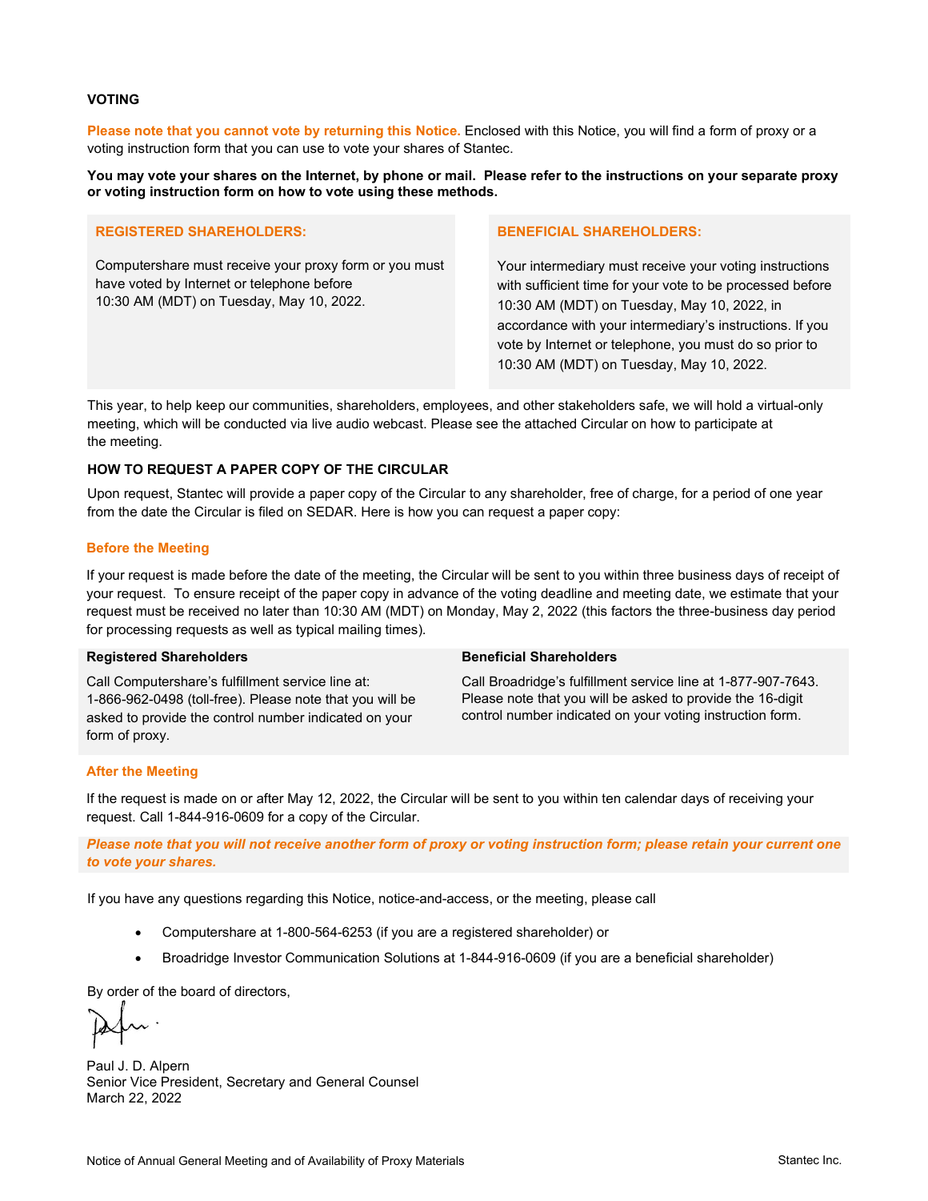## VOTING

**Please note that you cannot vote by returning this Notice.** Enclosed with this Notice, you will find a form of proxy or a voting instruction form that you can use to vote your shares of Stantec.

**You may vote your shares on the Internet, by phone or mail. Please refer to the instructions on your separate proxy or voting instruction form on how to vote using these methods.**

**REGISTERED SHAREHOLDERS:**

Computershare must receive your proxy form or you must have voted by Internet or telephone before 10:30 AM (MDT) on Tuesday, May 10, 2022.

**BENEFICIAL SHAREHOLDERS:**

Your intermediary must receive your voting instructions with sufficient time for your vote to be processed before 10:30 AM (MDT) on Tuesday, May 10, 2022, in accordance with your intermediary's instructions. If you vote by Internet or telephone, you must do so prior to 10:30 AM (MDT) on Tuesday, May 10, 2022.

This year, to help keep our communities, shareholders, employees, and other stakeholders safe, we will hold a virtual-only meeting, which will be conducted via live audio webcast. Please see the attached Circular on how to participate at the meeting.

## HOW TO REQUEST A PAPER COPY OF THE CIRCULAR

Upon request, Stantec will provide a paper copy of the Circular to any shareholder, free of charge, for a period of one year from the date the Circular is filed on SEDAR. Here is how you can request a paper copy:

### Before the Meeting

If your request is made before the date of the meeting, the Circular will be sent to you within three business days of receipt of your request. To ensure receipt of the paper copy in advance of the voting deadline and meeting date, we estimate that your request must be received no later than 10:30 AM (MDT) on Monday, May 2, 2022 (this factors the three-business day period for processing requests as well as typical mailing times).

| Registered Shareholders | Beneficial Shareholders |
|---|---|
| Call Computershare's fulfillment service line at: 1-866-962-0498 (toll-free). Please note that you will be asked to provide the control number indicated on your form of proxy. | Call Broadridge's fulfillment service line at 1-877-907-7643. Please note that you will be asked to provide the 16-digit control number indicated on your voting instruction form. |

### After the Meeting

If the request is made on or after May 12, 2022, the Circular will be sent to you within ten calendar days of receiving your request. Call 1-844-916-0609 for a copy of the Circular.

***Please note that you will not receive another form of proxy or voting instruction form; please retain your current one to vote your shares.***

If you have any questions regarding this Notice, notice-and-access, or the meeting, please call

- Computershare at 1-800-564-6253 (if you are a registered shareholder) or
- Broadridge Investor Communication Solutions at 1-844-916-0609 (if you are a beneficial shareholder)

By order of the board of directors,

Paul J. D. Alpern
Senior Vice President, Secretary and General Counsel
March 22, 2022